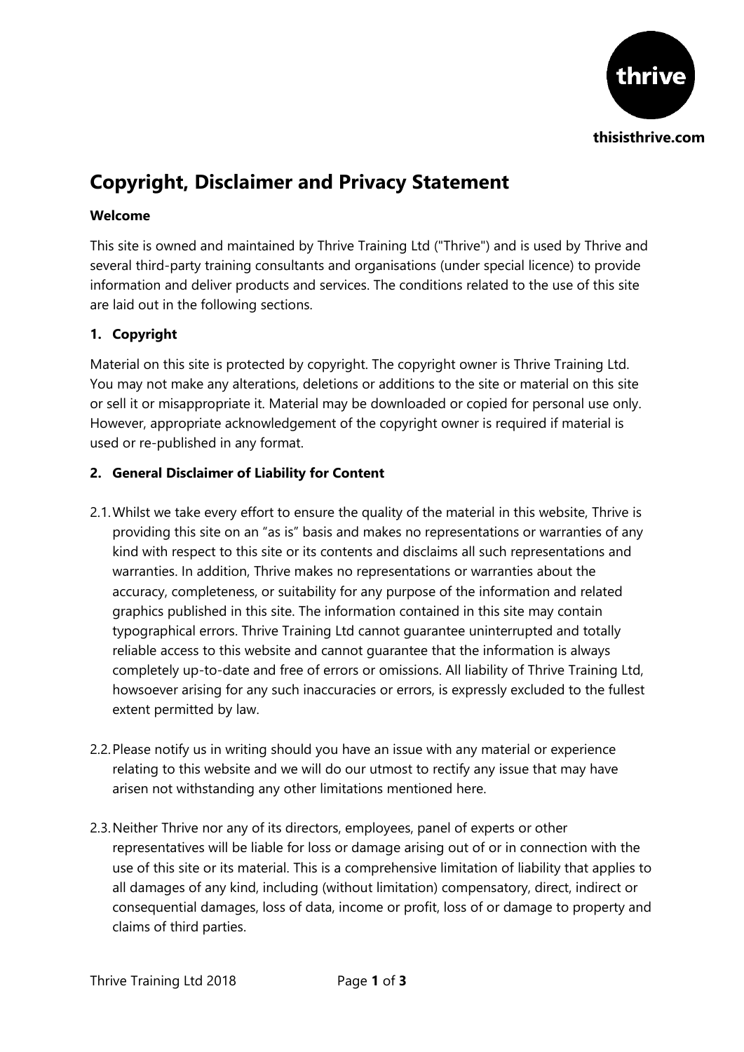thrive

thisisthrive.com

# Copyright, Disclaimer and Privacy Statement

**Welcome**

This site is owned and maintained by Thrive Training Ltd ("Thrive") and is used by Thrive and several third-party training consultants and organisations (under special licence) to provide information and deliver products and services. The conditions related to the use of this site are laid out in the following sections.

## 1. Copyright

Material on this site is protected by copyright. The copyright owner is Thrive Training Ltd. You may not make any alterations, deletions or additions to the site or material on this site or sell it or misappropriate it. Material may be downloaded or copied for personal use only. However, appropriate acknowledgement of the copyright owner is required if material is used or re-published in any format.

## 2. General Disclaimer of Liability for Content

2.1. Whilst we take every effort to ensure the quality of the material in this website, Thrive is providing this site on an "as is" basis and makes no representations or warranties of any kind with respect to this site or its contents and disclaims all such representations and warranties. In addition, Thrive makes no representations or warranties about the accuracy, completeness, or suitability for any purpose of the information and related graphics published in this site. The information contained in this site may contain typographical errors. Thrive Training Ltd cannot guarantee uninterrupted and totally reliable access to this website and cannot guarantee that the information is always completely up-to-date and free of errors or omissions. All liability of Thrive Training Ltd, howsoever arising for any such inaccuracies or errors, is expressly excluded to the fullest extent permitted by law.

2.2. Please notify us in writing should you have an issue with any material or experience relating to this website and we will do our utmost to rectify any issue that may have arisen not withstanding any other limitations mentioned here.

2.3. Neither Thrive nor any of its directors, employees, panel of experts or other representatives will be liable for loss or damage arising out of or in connection with the use of this site or its material. This is a comprehensive limitation of liability that applies to all damages of any kind, including (without limitation) compensatory, direct, indirect or consequential damages, loss of data, income or profit, loss of or damage to property and claims of third parties.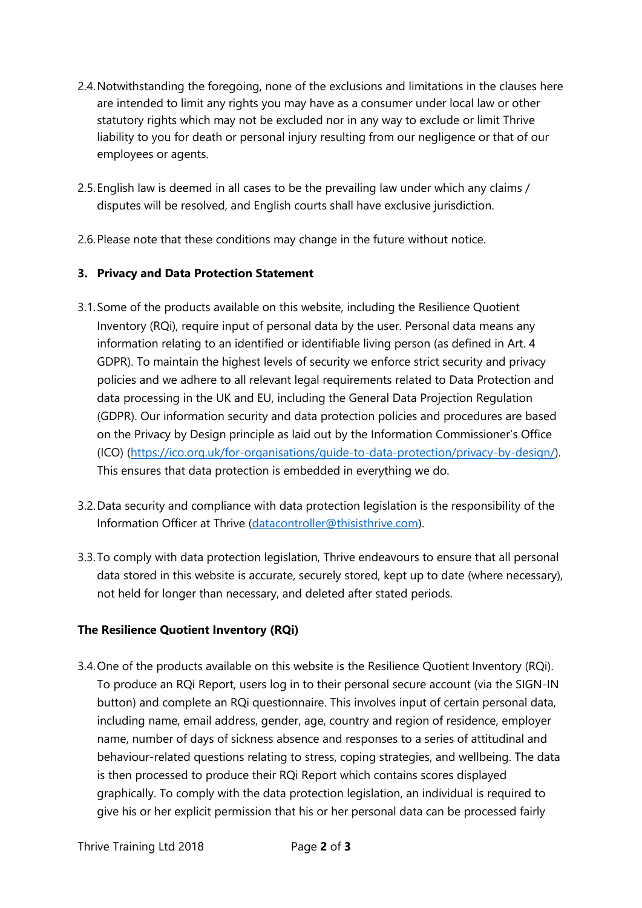2.4. Notwithstanding the foregoing, none of the exclusions and limitations in the clauses here are intended to limit any rights you may have as a consumer under local law or other statutory rights which may not be excluded nor in any way to exclude or limit Thrive liability to you for death or personal injury resulting from our negligence or that of our employees or agents.

2.5. English law is deemed in all cases to be the prevailing law under which any claims / disputes will be resolved, and English courts shall have exclusive jurisdiction.

2.6. Please note that these conditions may change in the future without notice.

## 3. Privacy and Data Protection Statement

3.1. Some of the products available on this website, including the Resilience Quotient Inventory (RQi), require input of personal data by the user. Personal data means any information relating to an identified or identifiable living person (as defined in Art. 4 GDPR). To maintain the highest levels of security we enforce strict security and privacy policies and we adhere to all relevant legal requirements related to Data Protection and data processing in the UK and EU, including the General Data Projection Regulation (GDPR). Our information security and data protection policies and procedures are based on the Privacy by Design principle as laid out by the Information Commissioner's Office (ICO) (https://ico.org.uk/for-organisations/guide-to-data-protection/privacy-by-design/). This ensures that data protection is embedded in everything we do.

3.2. Data security and compliance with data protection legislation is the responsibility of the Information Officer at Thrive (datacontroller@thisisthrive.com).

3.3. To comply with data protection legislation, Thrive endeavours to ensure that all personal data stored in this website is accurate, securely stored, kept up to date (where necessary), not held for longer than necessary, and deleted after stated periods.

### The Resilience Quotient Inventory (RQi)

3.4. One of the products available on this website is the Resilience Quotient Inventory (RQi). To produce an RQi Report, users log in to their personal secure account (via the SIGN-IN button) and complete an RQi questionnaire. This involves input of certain personal data, including name, email address, gender, age, country and region of residence, employer name, number of days of sickness absence and responses to a series of attitudinal and behaviour-related questions relating to stress, coping strategies, and wellbeing. The data is then processed to produce their RQi Report which contains scores displayed graphically. To comply with the data protection legislation, an individual is required to give his or her explicit permission that his or her personal data can be processed fairly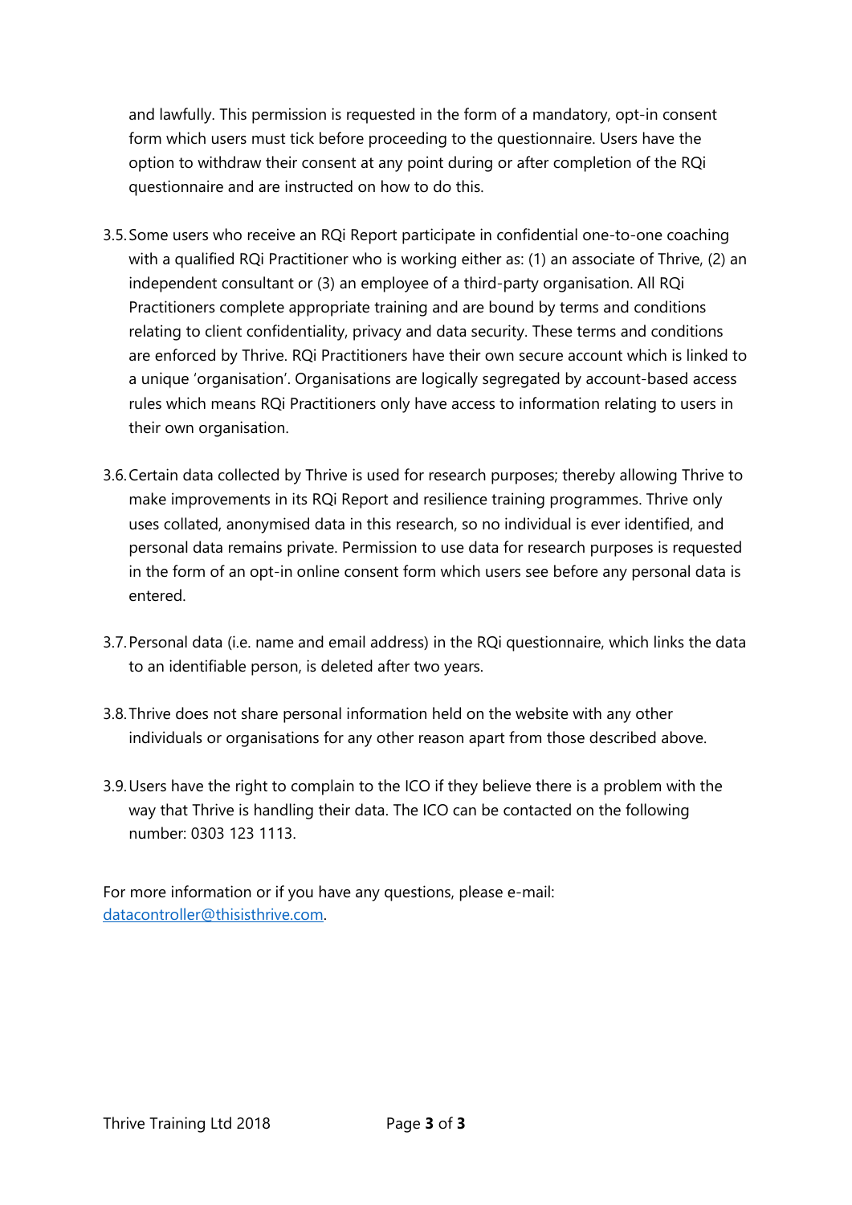and lawfully. This permission is requested in the form of a mandatory, opt-in consent form which users must tick before proceeding to the questionnaire. Users have the option to withdraw their consent at any point during or after completion of the RQi questionnaire and are instructed on how to do this.

3.5. Some users who receive an RQi Report participate in confidential one-to-one coaching with a qualified RQi Practitioner who is working either as: (1) an associate of Thrive, (2) an independent consultant or (3) an employee of a third-party organisation. All RQi Practitioners complete appropriate training and are bound by terms and conditions relating to client confidentiality, privacy and data security. These terms and conditions are enforced by Thrive. RQi Practitioners have their own secure account which is linked to a unique 'organisation'. Organisations are logically segregated by account-based access rules which means RQi Practitioners only have access to information relating to users in their own organisation.

3.6. Certain data collected by Thrive is used for research purposes; thereby allowing Thrive to make improvements in its RQi Report and resilience training programmes. Thrive only uses collated, anonymised data in this research, so no individual is ever identified, and personal data remains private. Permission to use data for research purposes is requested in the form of an opt-in online consent form which users see before any personal data is entered.

3.7. Personal data (i.e. name and email address) in the RQi questionnaire, which links the data to an identifiable person, is deleted after two years.

3.8. Thrive does not share personal information held on the website with any other individuals or organisations for any other reason apart from those described above.

3.9. Users have the right to complain to the ICO if they believe there is a problem with the way that Thrive is handling their data. The ICO can be contacted on the following number: 0303 123 1113.

For more information or if you have any questions, please e-mail: datacontroller@thisisthrive.com.